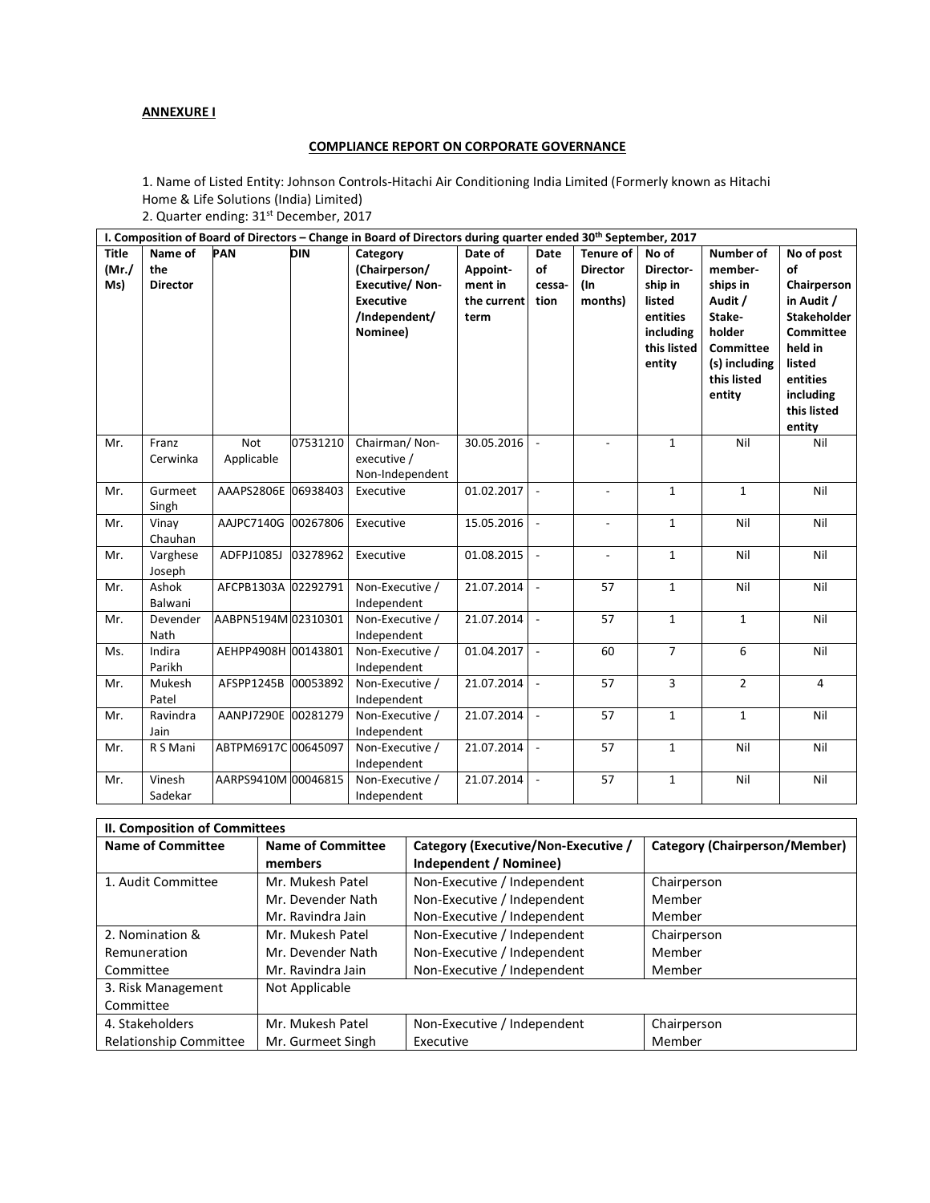**ANNEXURE I**

**COMPLIANCE REPORT ON CORPORATE GOVERNANCE**

1. Name of Listed Entity: Johnson Controls-Hitachi Air Conditioning India Limited (Formerly known as Hitachi Home & Life Solutions (India) Limited)
2. Quarter ending: 31st December, 2017

| I. Composition of Board of Directors – Change in Board of Directors during quarter ended 30th September, 2017 | | | | | | | | | | |
|---|---|---|---|---|---|---|---|---|---|---|
| **Title (Mr./ Ms)** | **Name of the Director** | **PAN** | **DIN** | **Category (Chairperson/ Executive/ Non-Executive /Independent/ Nominee)** | **Date of Appoint-ment in the current term** | **Date of cessa-tion** | **Tenure of Director (In months)** | **No of Director-ship in listed entities including this listed entity** | **Number of member-ships in Audit / Stake-holder Committee (s) including this listed entity** | **No of post of Chairperson in Audit / Stakeholder Committee held in listed entities including this listed entity** |
| Mr. | Franz Cerwinka | Not Applicable | 07531210 | Chairman/ Non-executive / Non-Independent | 30.05.2016 | - | - | 1 | Nil | Nil |
| Mr. | Gurmeet Singh | AAAPS2806E | 06938403 | Executive | 01.02.2017 | - | - | 1 | 1 | Nil |
| Mr. | Vinay Chauhan | AAJPC7140G | 00267806 | Executive | 15.05.2016 | - | - | 1 | Nil | Nil |
| Mr. | Varghese Joseph | ADFPJ1085J | 03278962 | Executive | 01.08.2015 | - | - | 1 | Nil | Nil |
| Mr. | Ashok Balwani | AFCPB1303A | 02292791 | Non-Executive / Independent | 21.07.2014 | - | 57 | 1 | Nil | Nil |
| Mr. | Devender Nath | AABPN5194M | 02310301 | Non-Executive / Independent | 21.07.2014 | - | 57 | 1 | 1 | Nil |
| Ms. | Indira Parikh | AEHPP4908H | 00143801 | Non-Executive / Independent | 01.04.2017 | - | 60 | 7 | 6 | Nil |
| Mr. | Mukesh Patel | AFSPP1245B | 00053892 | Non-Executive / Independent | 21.07.2014 | - | 57 | 3 | 2 | 4 |
| Mr. | Ravindra Jain | AANPJ7290E | 00281279 | Non-Executive / Independent | 21.07.2014 | - | 57 | 1 | 1 | Nil |
| Mr. | R S Mani | ABTPM6917C | 00645097 | Non-Executive / Independent | 21.07.2014 | - | 57 | 1 | Nil | Nil |
| Mr. | Vinesh Sadekar | AARPS9410M | 00046815 | Non-Executive / Independent | 21.07.2014 | - | 57 | 1 | Nil | Nil |

| II. Composition of Committees | | | |
|---|---|---|---|
| **Name of Committee** | **Name of Committee members** | **Category (Executive/Non-Executive / Independent / Nominee)** | **Category (Chairperson/Member)** |
| 1. Audit Committee | Mr. Mukesh Patel | Non-Executive / Independent | Chairperson |
| | Mr. Devender Nath | Non-Executive / Independent | Member |
| | Mr. Ravindra Jain | Non-Executive / Independent | Member |
| 2. Nomination & Remuneration Committee | Mr. Mukesh Patel | Non-Executive / Independent | Chairperson |
| | Mr. Devender Nath | Non-Executive / Independent | Member |
| | Mr. Ravindra Jain | Non-Executive / Independent | Member |
| 3. Risk Management Committee | Not Applicable | | |
| 4. Stakeholders Relationship Committee | Mr. Mukesh Patel | Non-Executive / Independent | Chairperson |
| | Mr. Gurmeet Singh | Executive | Member |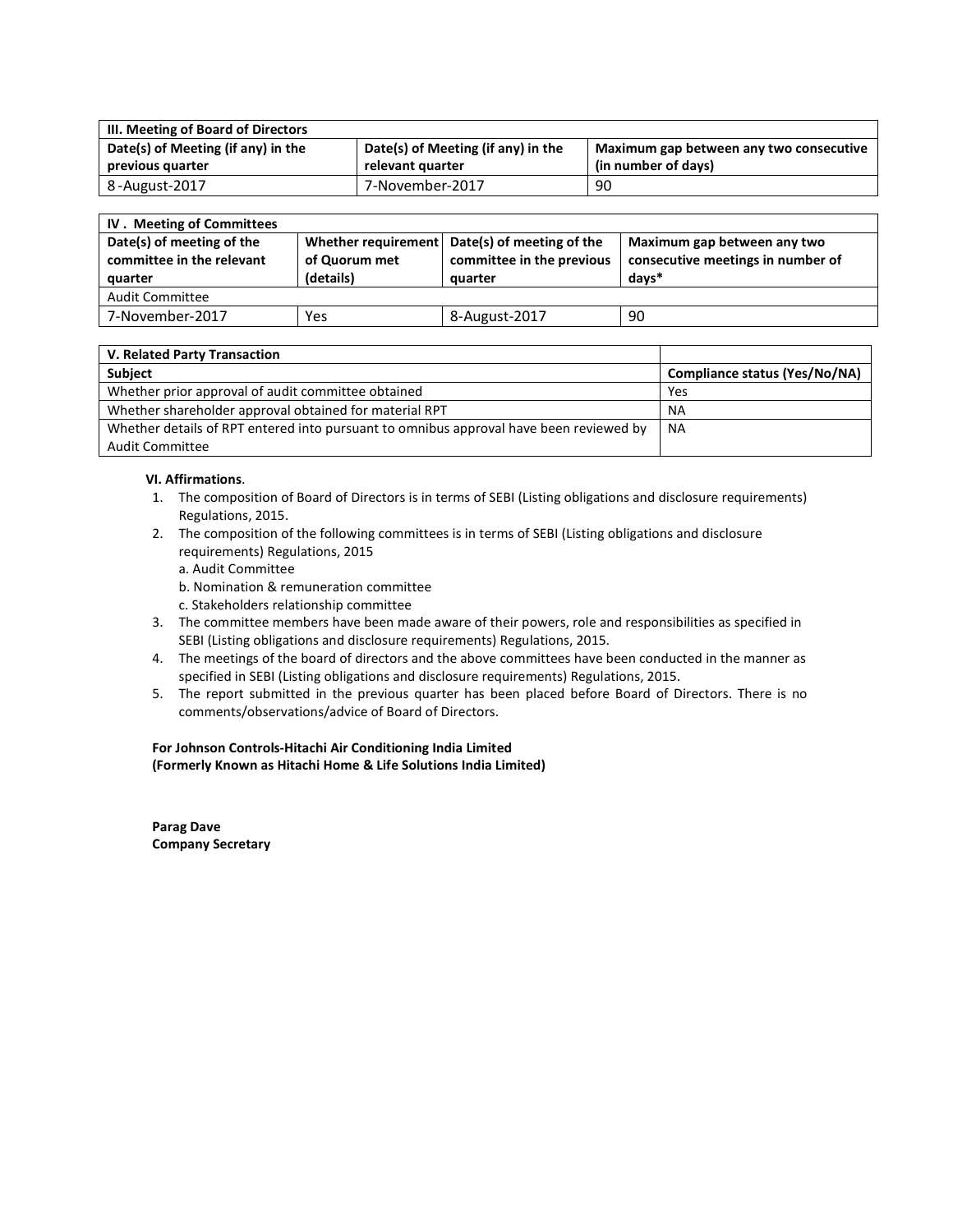| III. Meeting of Board of Directors | | |
|---|---|---|
| **Date(s) of Meeting (if any) in the previous quarter** | **Date(s) of Meeting (if any) in the relevant quarter** | **Maximum gap between any two consecutive (in number of days)** |
| 8-August-2017 | 7-November-2017 | 90 |

| IV . Meeting of Committees | | | |
|---|---|---|---|
| **Date(s) of meeting of the committee in the relevant quarter** | **Whether requirement of Quorum met (details)** | **Date(s) of meeting of the committee in the previous quarter** | **Maximum gap between any two consecutive meetings in number of days*** |
| Audit Committee | | | |
| 7-November-2017 | Yes | 8-August-2017 | 90 |

| V. Related Party Transaction | |
|---|---|
| **Subject** | **Compliance status (Yes/No/NA)** |
| Whether prior approval of audit committee obtained | Yes |
| Whether shareholder approval obtained for material RPT | NA |
| Whether details of RPT entered into pursuant to omnibus approval have been reviewed by Audit Committee | NA |

**VI. Affirmations**.

1. The composition of Board of Directors is in terms of SEBI (Listing obligations and disclosure requirements) Regulations, 2015.
2. The composition of the following committees is in terms of SEBI (Listing obligations and disclosure requirements) Regulations, 2015
   a. Audit Committee
   b. Nomination & remuneration committee
   c. Stakeholders relationship committee
3. The committee members have been made aware of their powers, role and responsibilities as specified in SEBI (Listing obligations and disclosure requirements) Regulations, 2015.
4. The meetings of the board of directors and the above committees have been conducted in the manner as specified in SEBI (Listing obligations and disclosure requirements) Regulations, 2015.
5. The report submitted in the previous quarter has been placed before Board of Directors. There is no comments/observations/advice of Board of Directors.

**For Johnson Controls-Hitachi Air Conditioning India Limited**
**(Formerly Known as Hitachi Home & Life Solutions India Limited)**

**Parag Dave**
**Company Secretary**